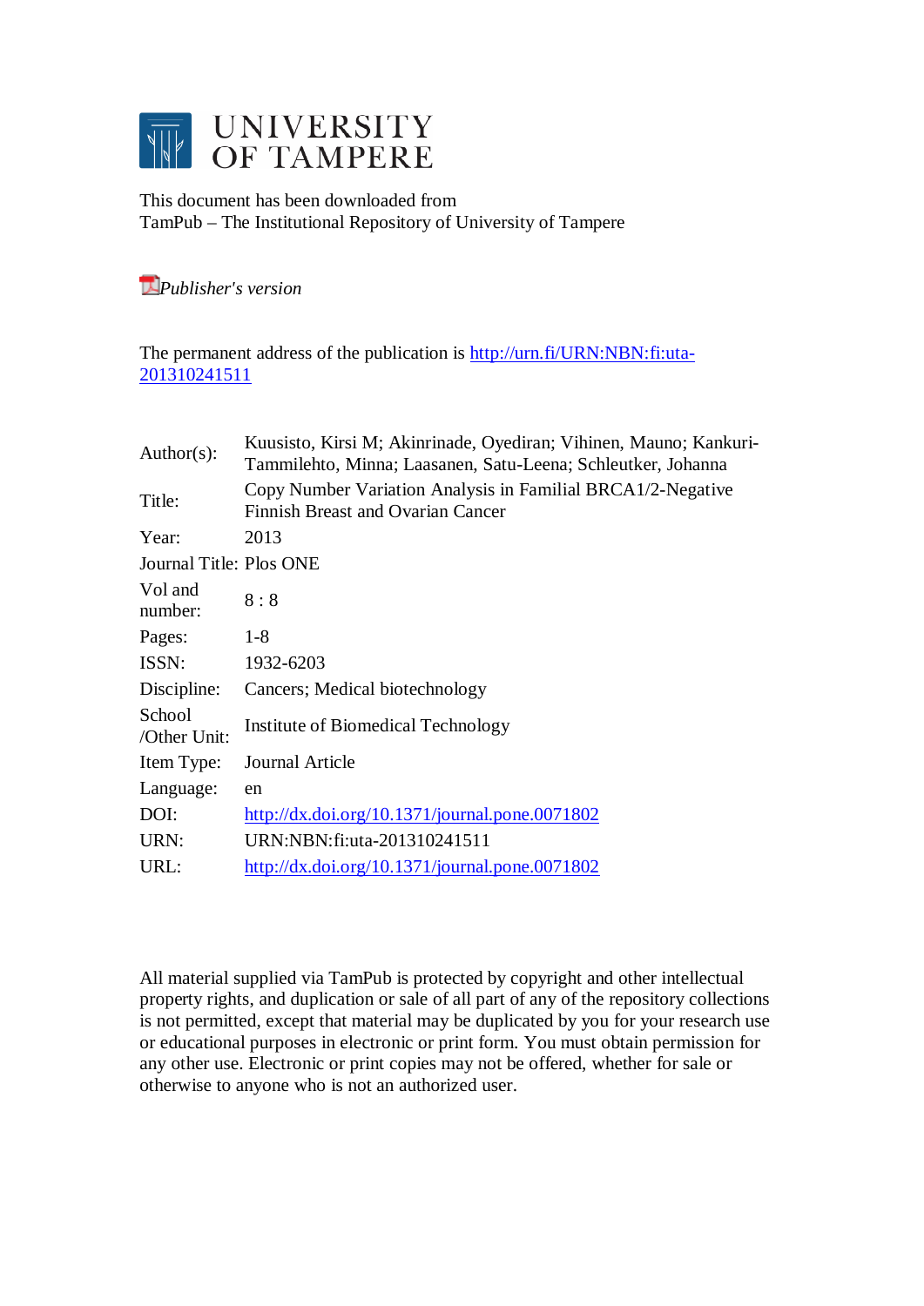# UNIVERSITY OF TAMPERE

This document has been downloaded from
TamPub – The Institutional Repository of University of Tampere

*Publisher's version*

The permanent address of the publication is [http://urn.fi/URN:NBN:fi:uta-201310241511](http://urn.fi/URN:NBN:fi:uta-201310241511)

| | |
|---|---|
| Author(s): | Kuusisto, Kirsi M; Akinrinade, Oyediran; Vihinen, Mauno; Kankuri-Tammilehto, Minna; Laasanen, Satu-Leena; Schleutker, Johanna |
| Title: | Copy Number Variation Analysis in Familial BRCA1/2-Negative Finnish Breast and Ovarian Cancer |
| Year: | 2013 |
| Journal Title: | Plos ONE |
| Vol and number: | 8 : 8 |
| Pages: | 1-8 |
| ISSN: | 1932-6203 |
| Discipline: | Cancers; Medical biotechnology |
| School /Other Unit: | Institute of Biomedical Technology |
| Item Type: | Journal Article |
| Language: | en |
| DOI: | [http://dx.doi.org/10.1371/journal.pone.0071802](http://dx.doi.org/10.1371/journal.pone.0071802) |
| URN: | URN:NBN:fi:uta-201310241511 |
| URL: | [http://dx.doi.org/10.1371/journal.pone.0071802](http://dx.doi.org/10.1371/journal.pone.0071802) |

All material supplied via TamPub is protected by copyright and other intellectual property rights, and duplication or sale of all part of any of the repository collections is not permitted, except that material may be duplicated by you for your research use or educational purposes in electronic or print form. You must obtain permission for any other use. Electronic or print copies may not be offered, whether for sale or otherwise to anyone who is not an authorized user.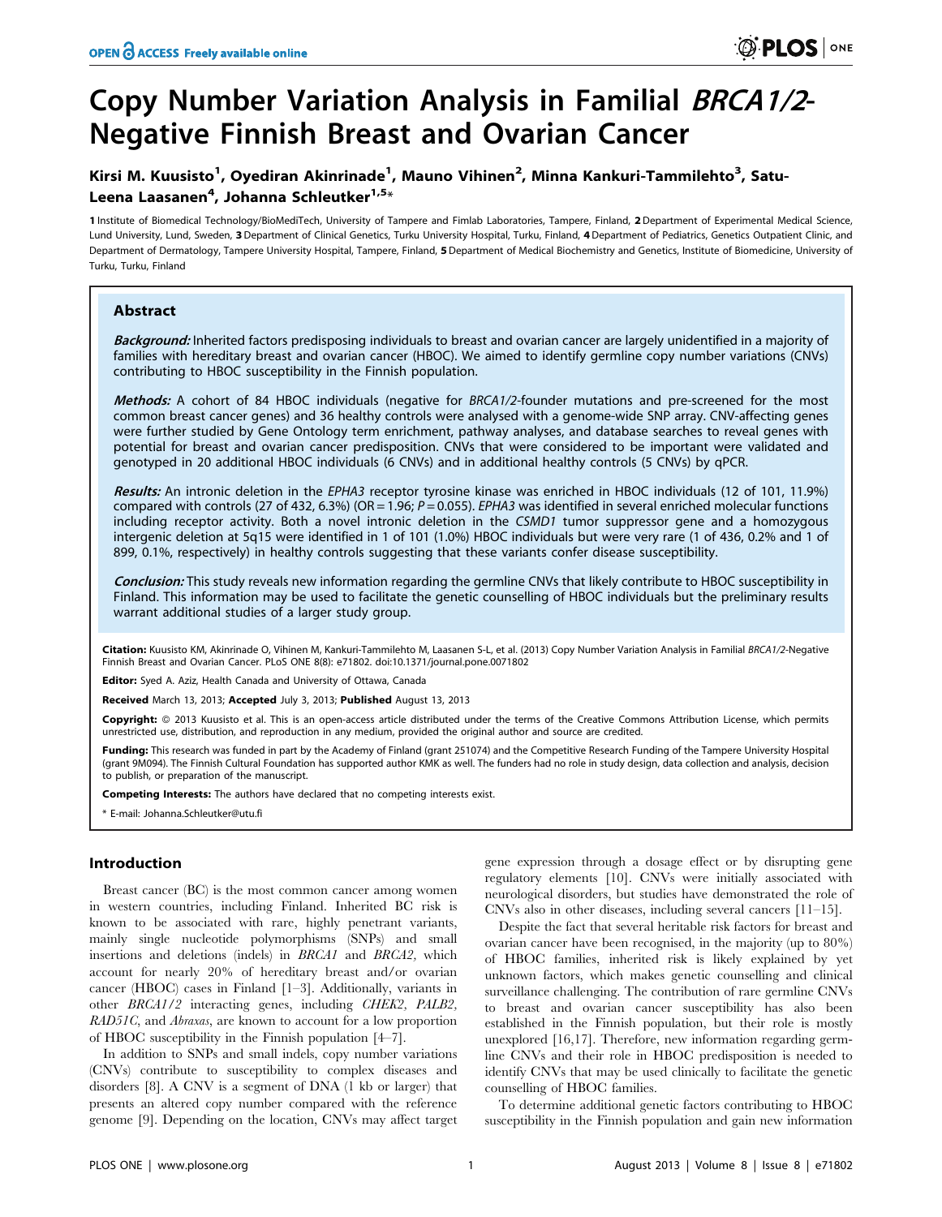# Copy Number Variation Analysis in Familial *BRCA1/2*-Negative Finnish Breast and Ovarian Cancer

Kirsi M. Kuusisto[1], Oyediran Akinrinade[1], Mauno Vihinen[2], Minna Kankuri-Tammilehto[3], Satu-Leena Laasanen[4], Johanna Schleutker[1,5]*

**1** Institute of Biomedical Technology/BioMediTech, University of Tampere and Fimlab Laboratories, Tampere, Finland, **2** Department of Experimental Medical Science, Lund University, Lund, Sweden, **3** Department of Clinical Genetics, Turku University Hospital, Turku, Finland, **4** Department of Pediatrics, Genetics Outpatient Clinic, and Department of Dermatology, Tampere University Hospital, Tampere, Finland, **5** Department of Medical Biochemistry and Genetics, Institute of Biomedicine, University of Turku, Turku, Finland

## Abstract

***Background:*** Inherited factors predisposing individuals to breast and ovarian cancer are largely unidentified in a majority of families with hereditary breast and ovarian cancer (HBOC). We aimed to identify germline copy number variations (CNVs) contributing to HBOC susceptibility in the Finnish population.

***Methods:*** A cohort of 84 HBOC individuals (negative for *BRCA1/2*-founder mutations and pre-screened for the most common breast cancer genes) and 36 healthy controls were analysed with a genome-wide SNP array. CNV-affecting genes were further studied by Gene Ontology term enrichment, pathway analyses, and database searches to reveal genes with potential for breast and ovarian cancer predisposition. CNVs that were considered to be important were validated and genotyped in 20 additional HBOC individuals (6 CNVs) and in additional healthy controls (5 CNVs) by qPCR.

***Results:*** An intronic deletion in the *EPHA3* receptor tyrosine kinase was enriched in HBOC individuals (12 of 101, 11.9%) compared with controls (27 of 432, 6.3%) (OR = 1.96; *P* = 0.055). *EPHA3* was identified in several enriched molecular functions including receptor activity. Both a novel intronic deletion in the *CSMD1* tumor suppressor gene and a homozygous intergenic deletion at 5q15 were identified in 1 of 101 (1.0%) HBOC individuals but were very rare (1 of 436, 0.2% and 1 of 899, 0.1%, respectively) in healthy controls suggesting that these variants confer disease susceptibility.

***Conclusion:*** This study reveals new information regarding the germline CNVs that likely contribute to HBOC susceptibility in Finland. This information may be used to facilitate the genetic counselling of HBOC individuals but the preliminary results warrant additional studies of a larger study group.

**Citation:** Kuusisto KM, Akinrinade O, Vihinen M, Kankuri-Tammilehto M, Laasanen S-L, et al. (2013) Copy Number Variation Analysis in Familial *BRCA1/2*-Negative Finnish Breast and Ovarian Cancer. PLoS ONE 8(8): e71802. doi:10.1371/journal.pone.0071802

**Editor:** Syed A. Aziz, Health Canada and University of Ottawa, Canada

**Received** March 13, 2013; **Accepted** July 3, 2013; **Published** August 13, 2013

**Copyright:** © 2013 Kuusisto et al. This is an open-access article distributed under the terms of the Creative Commons Attribution License, which permits unrestricted use, distribution, and reproduction in any medium, provided the original author and source are credited.

**Funding:** This research was funded in part by the Academy of Finland (grant 251074) and the Competitive Research Funding of the Tampere University Hospital (grant 9M094). The Finnish Cultural Foundation has supported author KMK as well. The funders had no role in study design, data collection and analysis, decision to publish, or preparation of the manuscript.

**Competing Interests:** The authors have declared that no competing interests exist.

\* E-mail: Johanna.Schleutker@utu.fi

## Introduction

Breast cancer (BC) is the most common cancer among women in western countries, including Finland. Inherited BC risk is known to be associated with rare, highly penetrant variants, mainly single nucleotide polymorphisms (SNPs) and small insertions and deletions (indels) in *BRCA1* and *BRCA2,* which account for nearly 20% of hereditary breast and/or ovarian cancer (HBOC) cases in Finland [1–3]. Additionally, variants in other *BRCA1/2* interacting genes, including *CHEK2*, *PALB2*, *RAD51C*, and *Abraxas*, are known to account for a low proportion of HBOC susceptibility in the Finnish population [4–7].

In addition to SNPs and small indels, copy number variations (CNVs) contribute to susceptibility to complex diseases and disorders [8]. A CNV is a segment of DNA (1 kb or larger) that presents an altered copy number compared with the reference genome [9]. Depending on the location, CNVs may affect target gene expression through a dosage effect or by disrupting gene regulatory elements [10]. CNVs were initially associated with neurological disorders, but studies have demonstrated the role of CNVs also in other diseases, including several cancers [11–15].

Despite the fact that several heritable risk factors for breast and ovarian cancer have been recognised, in the majority (up to 80%) of HBOC families, inherited risk is likely explained by yet unknown factors, which makes genetic counselling and clinical surveillance challenging. The contribution of rare germline CNVs to breast and ovarian cancer susceptibility has also been established in the Finnish population, but their role is mostly unexplored [16,17]. Therefore, new information regarding germline CNVs and their role in HBOC predisposition is needed to identify CNVs that may be used clinically to facilitate the genetic counselling of HBOC families.

To determine additional genetic factors contributing to HBOC susceptibility in the Finnish population and gain new information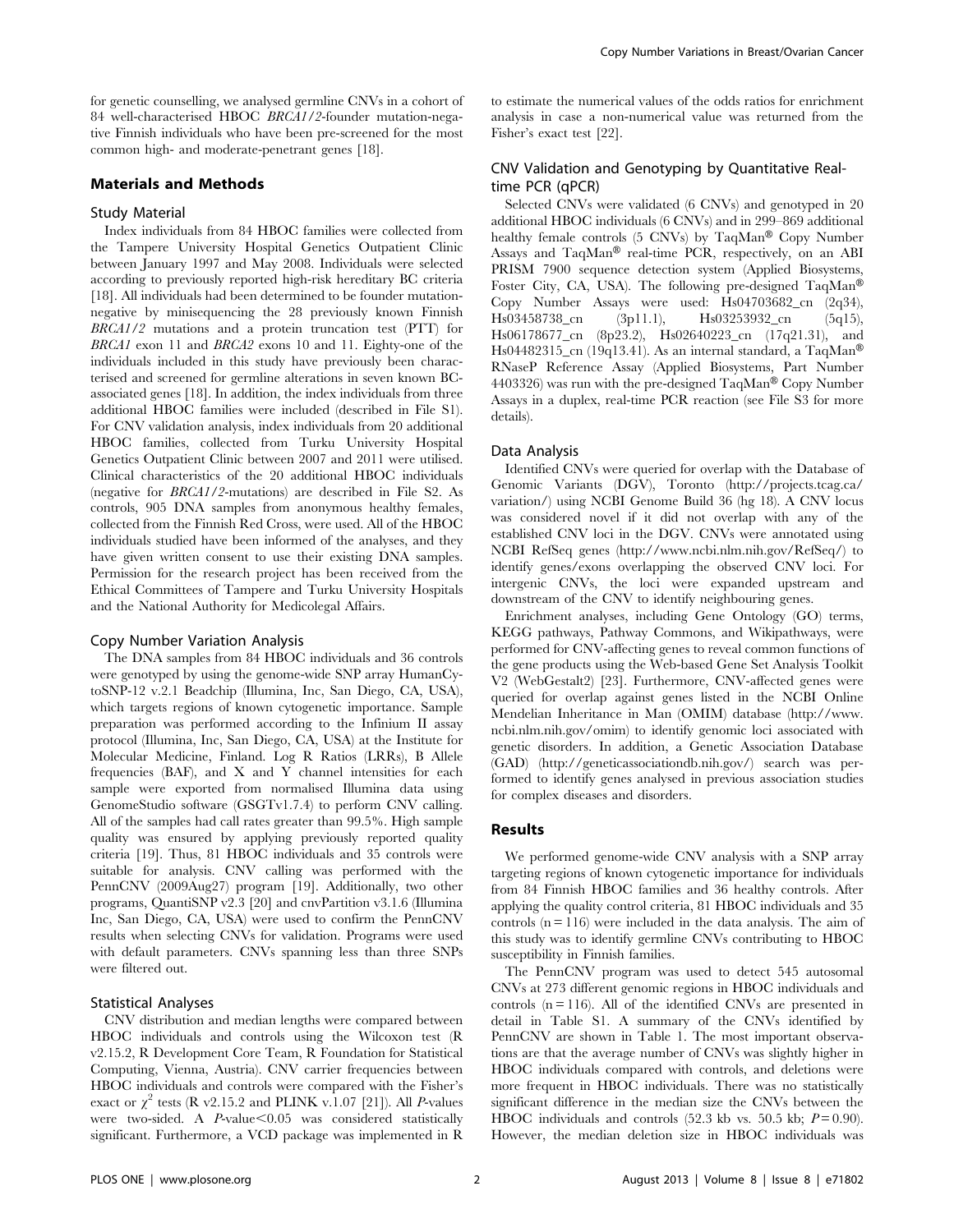for genetic counselling, we analysed germline CNVs in a cohort of 84 well-characterised HBOC *BRCA1/2*-founder mutation-negative Finnish individuals who have been pre-screened for the most common high- and moderate-penetrant genes [18].

## Materials and Methods

### Study Material

Index individuals from 84 HBOC families were collected from the Tampere University Hospital Genetics Outpatient Clinic between January 1997 and May 2008. Individuals were selected according to previously reported high-risk hereditary BC criteria [18]. All individuals had been determined to be founder mutation-negative by minisequencing the 28 previously known Finnish *BRCA1/2* mutations and a protein truncation test (PTT) for *BRCA1* exon 11 and *BRCA2* exons 10 and 11. Eighty-one of the individuals included in this study have previously been characterised and screened for germline alterations in seven known BC-associated genes [18]. In addition, the index individuals from three additional HBOC families were included (described in File S1). For CNV validation analysis, index individuals from 20 additional HBOC families, collected from Turku University Hospital Genetics Outpatient Clinic between 2007 and 2011 were utilised. Clinical characteristics of the 20 additional HBOC individuals (negative for *BRCA1/2*-mutations) are described in File S2. As controls, 905 DNA samples from anonymous healthy females, collected from the Finnish Red Cross, were used. All of the HBOC individuals studied have been informed of the analyses, and they have given written consent to use their existing DNA samples. Permission for the research project has been received from the Ethical Committees of Tampere and Turku University Hospitals and the National Authority for Medicolegal Affairs.

### Copy Number Variation Analysis

The DNA samples from 84 HBOC individuals and 36 controls were genotyped by using the genome-wide SNP array HumanCytoSNP-12 v.2.1 Beadchip (Illumina, Inc, San Diego, CA, USA), which targets regions of known cytogenetic importance. Sample preparation was performed according to the Infinium II assay protocol (Illumina, Inc, San Diego, CA, USA) at the Institute for Molecular Medicine, Finland. Log R Ratios (LRRs), B Allele frequencies (BAF), and X and Y channel intensities for each sample were exported from normalised Illumina data using GenomeStudio software (GSGTv1.7.4) to perform CNV calling. All of the samples had call rates greater than 99.5%. High sample quality was ensured by applying previously reported quality criteria [19]. Thus, 81 HBOC individuals and 35 controls were suitable for analysis. CNV calling was performed with the PennCNV (2009Aug27) program [19]. Additionally, two other programs, QuantiSNP v2.3 [20] and cnvPartition v3.1.6 (Illumina Inc, San Diego, CA, USA) were used to confirm the PennCNV results when selecting CNVs for validation. Programs were used with default parameters. CNVs spanning less than three SNPs were filtered out.

### Statistical Analyses

CNV distribution and median lengths were compared between HBOC individuals and controls using the Wilcoxon test (R v2.15.2, R Development Core Team, R Foundation for Statistical Computing, Vienna, Austria). CNV carrier frequencies between HBOC individuals and controls were compared with the Fisher's exact or $\chi^2$ tests (R v2.15.2 and PLINK v.1.07 [21]). All *P*-values were two-sided. A *P*-value$<$0.05 was considered statistically significant. Furthermore, a VCD package was implemented in R to estimate the numerical values of the odds ratios for enrichment analysis in case a non-numerical value was returned from the Fisher's exact test [22].

### CNV Validation and Genotyping by Quantitative Real-time PCR (qPCR)

Selected CNVs were validated (6 CNVs) and genotyped in 20 additional HBOC individuals (6 CNVs) and in 299–869 additional healthy female controls (5 CNVs) by TaqMan® Copy Number Assays and TaqMan® real-time PCR, respectively, on an ABI PRISM 7900 sequence detection system (Applied Biosystems, Foster City, CA, USA). The following pre-designed TaqMan® Copy Number Assays were used: Hs04703682_cn (2q34), Hs03458738_cn (3p11.1), Hs03253932_cn (5q15), Hs06178677_cn (8p23.2), Hs02640223_cn (17q21.31), and Hs04482315_cn (19q13.41). As an internal standard, a TaqMan® RNaseP Reference Assay (Applied Biosystems, Part Number 4403326) was run with the pre-designed TaqMan® Copy Number Assays in a duplex, real-time PCR reaction (see File S3 for more details).

### Data Analysis

Identified CNVs were queried for overlap with the Database of Genomic Variants (DGV), Toronto (http://projects.tcag.ca/variation/) using NCBI Genome Build 36 (hg 18). A CNV locus was considered novel if it did not overlap with any of the established CNV loci in the DGV. CNVs were annotated using NCBI RefSeq genes (http://www.ncbi.nlm.nih.gov/RefSeq/) to identify genes/exons overlapping the observed CNV loci. For intergenic CNVs, the loci were expanded upstream and downstream of the CNV to identify neighbouring genes.

Enrichment analyses, including Gene Ontology (GO) terms, KEGG pathways, Pathway Commons, and Wikipathways, were performed for CNV-affecting genes to reveal common functions of the gene products using the Web-based Gene Set Analysis Toolkit V2 (WebGestalt2) [23]. Furthermore, CNV-affected genes were queried for overlap against genes listed in the NCBI Online Mendelian Inheritance in Man (OMIM) database (http://www.ncbi.nlm.nih.gov/omim) to identify genomic loci associated with genetic disorders. In addition, a Genetic Association Database (GAD) (http://geneticassociationdb.nih.gov/) search was performed to identify genes analysed in previous association studies for complex diseases and disorders.

## Results

We performed genome-wide CNV analysis with a SNP array targeting regions of known cytogenetic importance for individuals from 84 Finnish HBOC families and 36 healthy controls. After applying the quality control criteria, 81 HBOC individuals and 35 controls ($n = 116$) were included in the data analysis. The aim of this study was to identify germline CNVs contributing to HBOC susceptibility in Finnish families.

The PennCNV program was used to detect 545 autosomal CNVs at 273 different genomic regions in HBOC individuals and controls ($n = 116$). All of the identified CNVs are presented in detail in Table S1. A summary of the CNVs identified by PennCNV are shown in Table 1. The most important observations are that the average number of CNVs was slightly higher in HBOC individuals compared with controls, and deletions were more frequent in HBOC individuals. There was no statistically significant difference in the median size the CNVs between the HBOC individuals and controls (52.3 kb vs. 50.5 kb; $P = 0.90$). However, the median deletion size in HBOC individuals was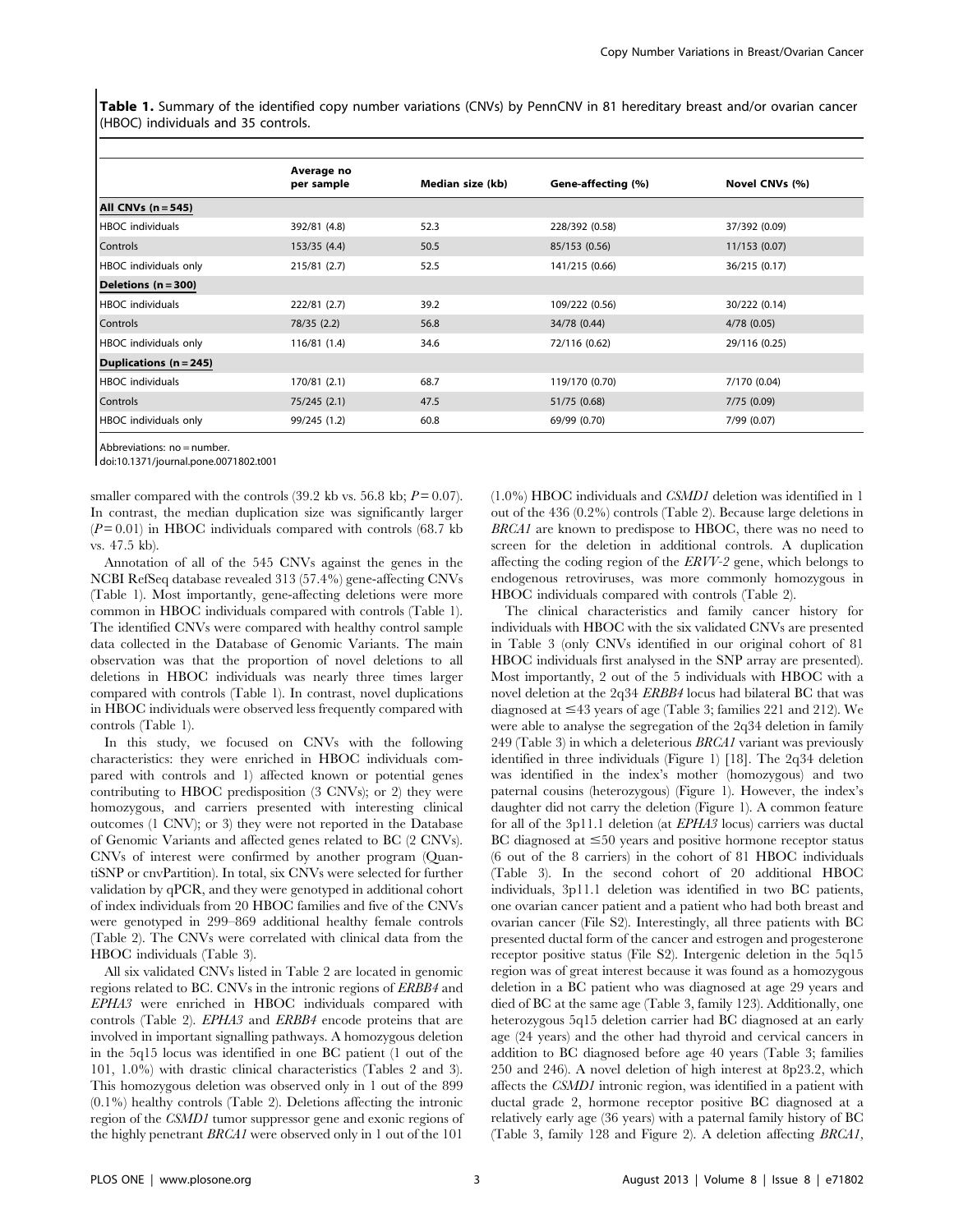**Table 1.** Summary of the identified copy number variations (CNVs) by PennCNV in 81 hereditary breast and/or ovarian cancer (HBOC) individuals and 35 controls.

| | Average no per sample | Median size (kb) | Gene-affecting (%) | Novel CNVs (%) |
|---|---|---|---|---|
| **All CNVs (n = 545)** | | | | |
| HBOC individuals | 392/81 (4.8) | 52.3 | 228/392 (0.58) | 37/392 (0.09) |
| Controls | 153/35 (4.4) | 50.5 | 85/153 (0.56) | 11/153 (0.07) |
| HBOC individuals only | 215/81 (2.7) | 52.5 | 141/215 (0.66) | 36/215 (0.17) |
| **Deletions (n = 300)** | | | | |
| HBOC individuals | 222/81 (2.7) | 39.2 | 109/222 (0.56) | 30/222 (0.14) |
| Controls | 78/35 (2.2) | 56.8 | 34/78 (0.44) | 4/78 (0.05) |
| HBOC individuals only | 116/81 (1.4) | 34.6 | 72/116 (0.62) | 29/116 (0.25) |
| **Duplications (n = 245)** | | | | |
| HBOC individuals | 170/81 (2.1) | 68.7 | 119/170 (0.70) | 7/170 (0.04) |
| Controls | 75/245 (2.1) | 47.5 | 51/75 (0.68) | 7/75 (0.09) |
| HBOC individuals only | 99/245 (1.2) | 60.8 | 69/99 (0.70) | 7/99 (0.07) |

Abbreviations: no = number.

doi:10.1371/journal.pone.0071802.t001

smaller compared with the controls (39.2 kb vs. 56.8 kb; $P = 0.07$). In contrast, the median duplication size was significantly larger ($P = 0.01$) in HBOC individuals compared with controls (68.7 kb vs. 47.5 kb).

Annotation of all of the 545 CNVs against the genes in the NCBI RefSeq database revealed 313 (57.4%) gene-affecting CNVs (Table 1). Most importantly, gene-affecting deletions were more common in HBOC individuals compared with controls (Table 1). The identified CNVs were compared with healthy control sample data collected in the Database of Genomic Variants. The main observation was that the proportion of novel deletions to all deletions in HBOC individuals was nearly three times larger compared with controls (Table 1). In contrast, novel duplications in HBOC individuals were observed less frequently compared with controls (Table 1).

In this study, we focused on CNVs with the following characteristics: they were enriched in HBOC individuals compared with controls and 1) affected known or potential genes contributing to HBOC predisposition (3 CNVs); or 2) they were homozygous, and carriers presented with interesting clinical outcomes (1 CNV); or 3) they were not reported in the Database of Genomic Variants and affected genes related to BC (2 CNVs). CNVs of interest were confirmed by another program (QuantiSNP or cnvPartition). In total, six CNVs were selected for further validation by qPCR, and they were genotyped in additional cohort of index individuals from 20 HBOC families and five of the CNVs were genotyped in 299–869 additional healthy female controls (Table 2). The CNVs were correlated with clinical data from the HBOC individuals (Table 3).

All six validated CNVs listed in Table 2 are located in genomic regions related to BC. CNVs in the intronic regions of *ERBB4* and *EPHA3* were enriched in HBOC individuals compared with controls (Table 2). *EPHA3* and *ERBB4* encode proteins that are involved in important signalling pathways. A homozygous deletion in the 5q15 locus was identified in one BC patient (1 out of the 101, 1.0%) with drastic clinical characteristics (Tables 2 and 3). This homozygous deletion was observed only in 1 out of the 899 (0.1%) healthy controls (Table 2). Deletions affecting the intronic region of the *CSMD1* tumor suppressor gene and exonic regions of the highly penetrant *BRCA1* were observed only in 1 out of the 101 (1.0%) HBOC individuals and *CSMD1* deletion was identified in 1 out of the 436 (0.2%) controls (Table 2). Because large deletions in *BRCA1* are known to predispose to HBOC, there was no need to screen for the deletion in additional controls. A duplication affecting the coding region of the *ERVV-2* gene, which belongs to endogenous retroviruses, was more commonly homozygous in HBOC individuals compared with controls (Table 2).

The clinical characteristics and family cancer history for individuals with HBOC with the six validated CNVs are presented in Table 3 (only CNVs identified in our original cohort of 81 HBOC individuals first analysed in the SNP array are presented). Most importantly, 2 out of the 5 individuals with HBOC with a novel deletion at the 2q34 *ERBB4* locus had bilateral BC that was diagnosed at ≤43 years of age (Table 3; families 221 and 212). We were able to analyse the segregation of the 2q34 deletion in family 249 (Table 3) in which a deleterious *BRCA1* variant was previously identified in three individuals (Figure 1) [18]. The 2q34 deletion was identified in the index's mother (homozygous) and two paternal cousins (heterozygous) (Figure 1). However, the index's daughter did not carry the deletion (Figure 1). A common feature for all of the 3p11.1 deletion (at *EPHA3* locus) carriers was ductal BC diagnosed at ≤50 years and positive hormone receptor status (6 out of the 8 carriers) in the cohort of 81 HBOC individuals (Table 3). In the second cohort of 20 additional HBOC individuals, 3p11.1 deletion was identified in two BC patients, one ovarian cancer patient and a patient who had both breast and ovarian cancer (File S2). Interestingly, all three patients with BC presented ductal form of the cancer and estrogen and progesterone receptor positive status (File S2). Intergenic deletion in the 5q15 region was of great interest because it was found as a homozygous deletion in a BC patient who was diagnosed at age 29 years and died of BC at the same age (Table 3, family 123). Additionally, one heterozygous 5q15 deletion carrier had BC diagnosed at an early age (24 years) and the other had thyroid and cervical cancers in addition to BC diagnosed before age 40 years (Table 3; families 250 and 246). A novel deletion of high interest at 8p23.2, which affects the *CSMD1* intronic region, was identified in a patient with ductal grade 2, hormone receptor positive BC diagnosed at a relatively early age (36 years) with a paternal family history of BC (Table 3, family 128 and Figure 2). A deletion affecting *BRCA1*,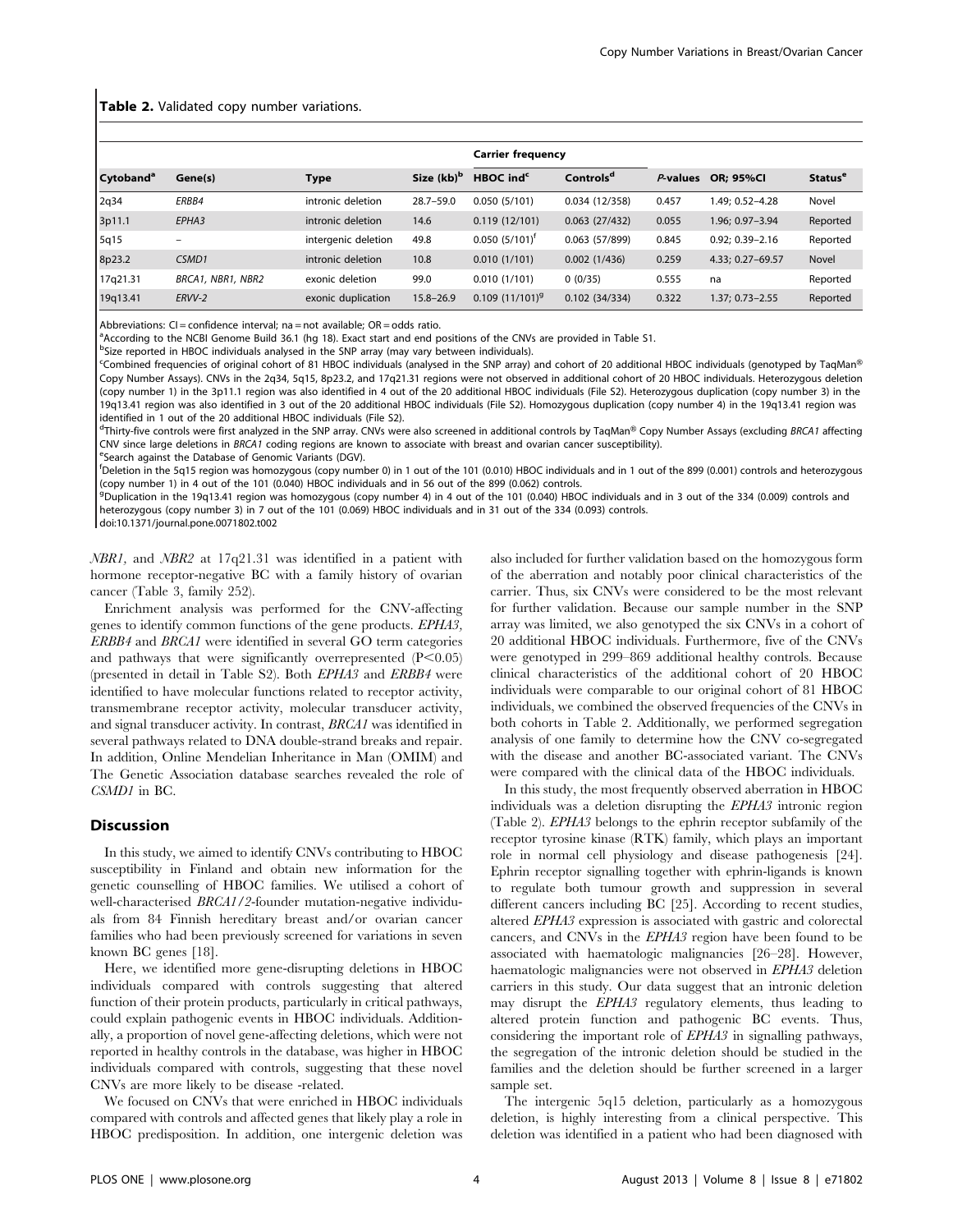**Table 2.** Validated copy number variations.

| Cytoband[a] | Gene(s) | Type | Size (kb)[b] | Carrier frequency | | P-values | OR; 95%CI | Status[e] |
|---|---|---|---|---|---|---|---|---|
| | | | | HBOC ind[c] | Controls[d] | | | |
| 2q34 | *ERBB4* | intronic deletion | 28.7–59.0 | 0.050 (5/101) | 0.034 (12/358) | 0.457 | 1.49; 0.52–4.28 | Novel |
| 3p11.1 | *EPHA3* | intronic deletion | 14.6 | 0.119 (12/101) | 0.063 (27/432) | 0.055 | 1.96; 0.97–3.94 | Reported |
| 5q15 | – | intergenic deletion | 49.8 | 0.050 (5/101)[f] | 0.063 (57/899) | 0.845 | 0.92; 0.39–2.16 | Reported |
| 8p23.2 | *CSMD1* | intronic deletion | 10.8 | 0.010 (1/101) | 0.002 (1/436) | 0.259 | 4.33; 0.27–69.57 | Novel |
| 17q21.31 | *BRCA1, NBR1, NBR2* | exonic deletion | 99.0 | 0.010 (1/101) | 0 (0/35) | 0.555 | na | Reported |
| 19q13.41 | *ERVV-2* | exonic duplication | 15.8–26.9 | 0.109 (11/101)[g] | 0.102 (34/334) | 0.322 | 1.37; 0.73–2.55 | Reported |

Abbreviations: CI = confidence interval; na = not available; OR = odds ratio.
[a]According to the NCBI Genome Build 36.1 (hg 18). Exact start and end positions of the CNVs are provided in Table S1.
[b]Size reported in HBOC individuals analysed in the SNP array (may vary between individuals).
[c]Combined frequencies of original cohort of 81 HBOC individuals (analysed in the SNP array) and cohort of 20 additional HBOC individuals (genotyped by TaqMan® Copy Number Assays). CNVs in the 2q34, 5q15, 8p23.2, and 17q21.31 regions were not observed in additional cohort of 20 HBOC individuals. Heterozygous deletion (copy number 1) in the 3p11.1 region was also identified in 4 out of the 20 additional HBOC individuals (File S2). Heterozygous duplication (copy number 3) in the 19q13.41 region was also identified in 3 out of the 20 additional HBOC individuals (File S2). Homozygous duplication (copy number 4) in the 19q13.41 region was identified in 1 out of the 20 additional HBOC individuals (File S2).
[d]Thirty-five controls were first analyzed in the SNP array. CNVs were also screened in additional controls by TaqMan® Copy Number Assays (excluding *BRCA1* affecting CNV since large deletions in *BRCA1* coding regions are known to associate with breast and ovarian cancer susceptibility).
[e]Search against the Database of Genomic Variants (DGV).
[f]Deletion in the 5q15 region was homozygous (copy number 0) in 1 out of the 101 (0.010) HBOC individuals and in 1 out of the 899 (0.001) controls and heterozygous (copy number 1) in 4 out of the 101 (0.040) HBOC individuals and in 56 out of the 899 (0.062) controls.
[g]Duplication in the 19q13.41 region was homozygous (copy number 4) in 4 out of the 101 (0.040) HBOC individuals and in 3 out of the 334 (0.009) controls and heterozygous (copy number 3) in 7 out of the 101 (0.069) HBOC individuals and in 31 out of the 334 (0.093) controls.
doi:10.1371/journal.pone.0071802.t002

*NBR1*, and *NBR2* at 17q21.31 was identified in a patient with hormone receptor-negative BC with a family history of ovarian cancer (Table 3, family 252).

Enrichment analysis was performed for the CNV-affecting genes to identify common functions of the gene products. *EPHA3*, *ERBB4* and *BRCA1* were identified in several GO term categories and pathways that were significantly overrepresented ($P<0.05$) (presented in detail in Table S2). Both *EPHA3* and *ERBB4* were identified to have molecular functions related to receptor activity, transmembrane receptor activity, molecular transducer activity, and signal transducer activity. In contrast, *BRCA1* was identified in several pathways related to DNA double-strand breaks and repair. In addition, Online Mendelian Inheritance in Man (OMIM) and The Genetic Association database searches revealed the role of *CSMD1* in BC.

## Discussion

In this study, we aimed to identify CNVs contributing to HBOC susceptibility in Finland and obtain new information for the genetic counselling of HBOC families. We utilised a cohort of well-characterised *BRCA1/2*-founder mutation-negative individuals from 84 Finnish hereditary breast and/or ovarian cancer families who had been previously screened for variations in seven known BC genes [18].

Here, we identified more gene-disrupting deletions in HBOC individuals compared with controls suggesting that altered function of their protein products, particularly in critical pathways, could explain pathogenic events in HBOC individuals. Additionally, a proportion of novel gene-affecting deletions, which were not reported in healthy controls in the database, was higher in HBOC individuals compared with controls, suggesting that these novel CNVs are more likely to be disease -related.

We focused on CNVs that were enriched in HBOC individuals compared with controls and affected genes that likely play a role in HBOC predisposition. In addition, one intergenic deletion was also included for further validation based on the homozygous form of the aberration and notably poor clinical characteristics of the carrier. Thus, six CNVs were considered to be the most relevant for further validation. Because our sample number in the SNP array was limited, we also genotyped the six CNVs in a cohort of 20 additional HBOC individuals. Furthermore, five of the CNVs were genotyped in 299–869 additional healthy controls. Because clinical characteristics of the additional cohort of 20 HBOC individuals were comparable to our original cohort of 81 HBOC individuals, we combined the observed frequencies of the CNVs in both cohorts in Table 2. Additionally, we performed segregation analysis of one family to determine how the CNV co-segregated with the disease and another BC-associated variant. The CNVs were compared with the clinical data of the HBOC individuals.

In this study, the most frequently observed aberration in HBOC individuals was a deletion disrupting the *EPHA3* intronic region (Table 2). *EPHA3* belongs to the ephrin receptor subfamily of the receptor tyrosine kinase (RTK) family, which plays an important role in normal cell physiology and disease pathogenesis [24]. Ephrin receptor signalling together with ephrin-ligands is known to regulate both tumour growth and suppression in several different cancers including BC [25]. According to recent studies, altered *EPHA3* expression is associated with gastric and colorectal cancers, and CNVs in the *EPHA3* region have been found to be associated with haematologic malignancies [26–28]. However, haematologic malignancies were not observed in *EPHA3* deletion carriers in this study. Our data suggest that an intronic deletion may disrupt the *EPHA3* regulatory elements, thus leading to altered protein function and pathogenic BC events. Thus, considering the important role of *EPHA3* in signalling pathways, the segregation of the intronic deletion should be studied in the families and the deletion should be further screened in a larger sample set.

The intergenic 5q15 deletion, particularly as a homozygous deletion, is highly interesting from a clinical perspective. This deletion was identified in a patient who had been diagnosed with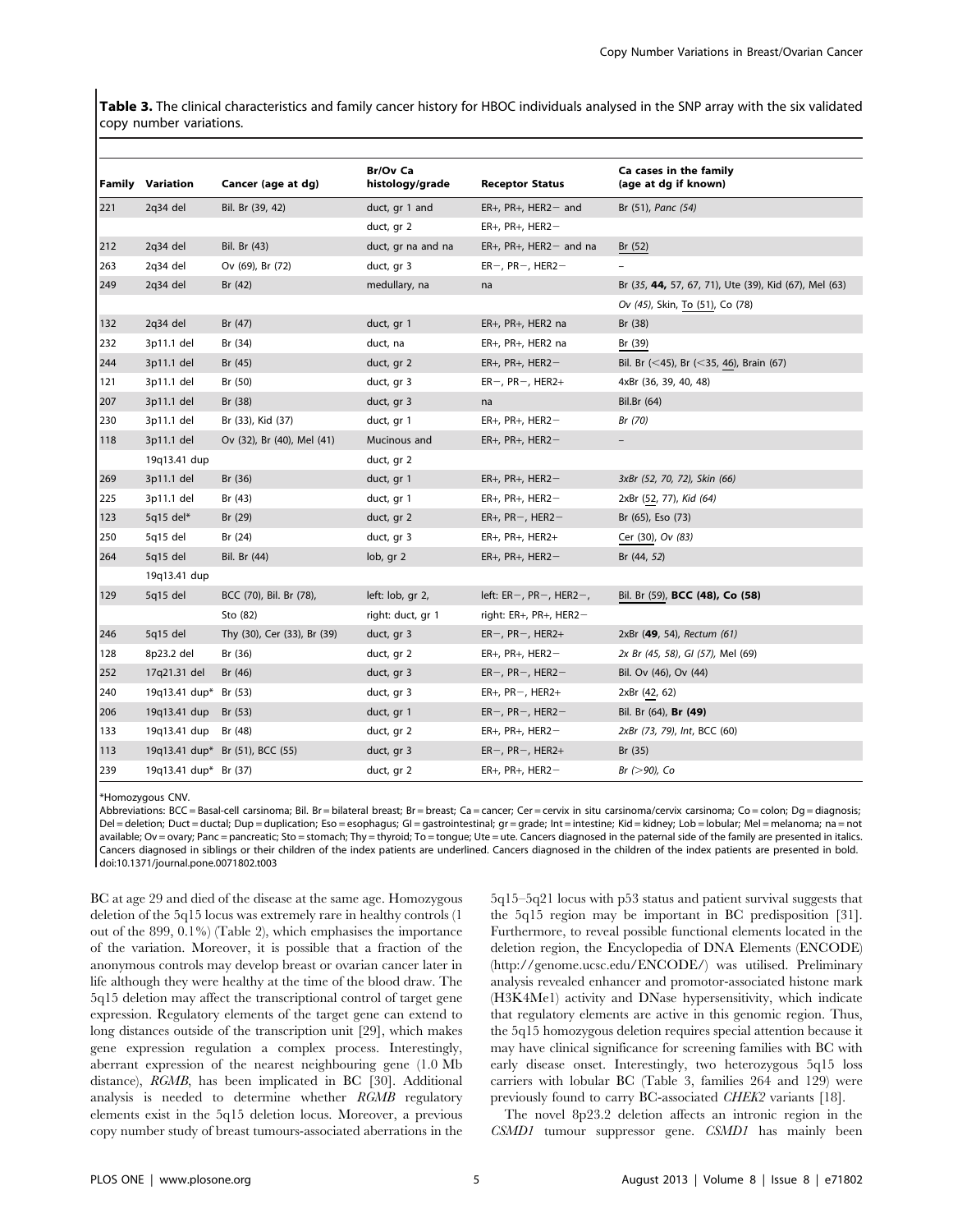**Table 3.** The clinical characteristics and family cancer history for HBOC individuals analysed in the SNP array with the six validated copy number variations.

| Family | Variation | Cancer (age at dg) | Br/Ov Ca histology/grade | Receptor Status | Ca cases in the family (age at dg if known) |
|---|---|---|---|---|---|
| 221 | 2q34 del | Bil. Br (39, 42) | duct, gr 1 and | ER+, PR+, HER2− and | Br (51), *Panc (54)* |
| | | | duct, gr 2 | ER+, PR+, HER2− | |
| 212 | 2q34 del | Bil. Br (43) | duct, gr na and na | ER+, PR+, HER2− and na | Br (52) |
| 263 | 2q34 del | Ov (69), Br (72) | duct, gr 3 | ER−, PR−, HER2− | – |
| 249 | 2q34 del | Br (42) | medullary, na | na | Br (*35*, **44**, 57, 67, 71), Ute (39), Kid (67), Mel (63) |
| | | | | | *Ov (45)*, Skin, To (51), Co (78) |
| 132 | 2q34 del | Br (47) | duct, gr 1 | ER+, PR+, HER2 na | Br (38) |
| 232 | 3p11.1 del | Br (34) | duct, na | ER+, PR+, HER2 na | Br (39) |
| 244 | 3p11.1 del | Br (45) | duct, gr 2 | ER+, PR+, HER2− | Bil. Br (<45), Br (<35, 46), Brain (67) |
| 121 | 3p11.1 del | Br (50) | duct, gr 3 | ER−, PR−, HER2+ | 4xBr (36, 39, 40, 48) |
| 207 | 3p11.1 del | Br (38) | duct, gr 3 | na | Bil.Br (64) |
| 230 | 3p11.1 del | Br (33), Kid (37) | duct, gr 1 | ER+, PR+, HER2− | *Br (70)* |
| 118 | 3p11.1 del | Ov (32), Br (40), Mel (41) | Mucinous and | ER+, PR+, HER2− | – |
| | 19q13.41 dup | | duct, gr 2 | | |
| 269 | 3p11.1 del | Br (36) | duct, gr 1 | ER+, PR+, HER2− | *3xBr (52, 70, 72), Skin (66)* |
| 225 | 3p11.1 del | Br (43) | duct, gr 1 | ER+, PR+, HER2− | 2xBr (52, 77), *Kid (64)* |
| 123 | 5q15 del* | Br (29) | duct, gr 2 | ER+, PR−, HER2− | Br (65), Eso (73) |
| 250 | 5q15 del | Br (24) | duct, gr 3 | ER+, PR+, HER2+ | Cer (30), *Ov (83)* |
| 264 | 5q15 del | Bil. Br (44) | lob, gr 2 | ER+, PR+, HER2− | Br (44, *52*) |
| | 19q13.41 dup | | | | |
| 129 | 5q15 del | BCC (70), Bil. Br (78), | left: lob, gr 2, | left: ER−, PR−, HER2−, | Bil. Br (59), **BCC (48), Co (58)** |
| | | Sto (82) | right: duct, gr 1 | right: ER+, PR+, HER2− | |
| 246 | 5q15 del | Thy (30), Cer (33), Br (39) | duct, gr 3 | ER−, PR−, HER2+ | 2xBr (**49**, 54), *Rectum (61)* |
| 128 | 8p23.2 del | Br (36) | duct, gr 2 | ER+, PR+, HER2− | *2x Br (45, 58), GI (57),* Mel (69) |
| 252 | 17q21.31 del | Br (46) | duct, gr 3 | ER−, PR−, HER2− | Bil. Ov (46), Ov (44) |
| 240 | 19q13.41 dup* | Br (53) | duct, gr 3 | ER+, PR−, HER2+ | 2xBr (42, 62) |
| 206 | 19q13.41 dup | Br (53) | duct, gr 1 | ER−, PR−, HER2− | Bil. Br (64), **Br (49)** |
| 133 | 19q13.41 dup | Br (48) | duct, gr 2 | ER+, PR+, HER2− | *2xBr (73, 79), Int,* BCC (60) |
| 113 | 19q13.41 dup* | Br (51), BCC (55) | duct, gr 3 | ER−, PR−, HER2+ | Br (35) |
| 239 | 19q13.41 dup* | Br (37) | duct, gr 2 | ER+, PR+, HER2− | *Br (>90), Co* |

*Homozygous CNV.

Abbreviations: BCC = Basal-cell carcinoma; Bil. Br = bilateral breast; Br = breast; Ca = cancer; Cer = cervix in situ carcinoma/cervix carcinoma; Co = colon; Dg = diagnosis; Del = deletion; Duct = ductal; Dup = duplication; Eso = esophagus; GI = gastrointestinal; gr = grade; Int = intestine; Kid = kidney; Lob = lobular; Mel = melanoma; na = not available; Ov = ovary; Panc = pancreatic; Sto = stomach; Thy = thyroid; To = tongue; Ute = ute. Cancers diagnosed in the paternal side of the family are presented in italics. Cancers diagnosed in siblings or their children of the index patients are underlined. Cancers diagnosed in the children of the index patients are presented in bold.
doi:10.1371/journal.pone.0071802.t003

BC at age 29 and died of the disease at the same age. Homozygous deletion of the 5q15 locus was extremely rare in healthy controls (1 out of the 899, 0.1%) (Table 2), which emphasises the importance of the variation. Moreover, it is possible that a fraction of the anonymous controls may develop breast or ovarian cancer later in life although they were healthy at the time of the blood draw. The 5q15 deletion may affect the transcriptional control of target gene expression. Regulatory elements of the target gene can extend to long distances outside of the transcription unit [29], which makes gene expression regulation a complex process. Interestingly, aberrant expression of the nearest neighbouring gene (1.0 Mb distance), *RGMB*, has been implicated in BC [30]. Additional analysis is needed to determine whether *RGMB* regulatory elements exist in the 5q15 deletion locus. Moreover, a previous copy number study of breast tumours-associated aberrations in the 5q15–5q21 locus with p53 status and patient survival suggests that the 5q15 region may be important in BC predisposition [31]. Furthermore, to reveal possible functional elements located in the deletion region, the Encyclopedia of DNA Elements (ENCODE) (http://genome.ucsc.edu/ENCODE/) was utilised. Preliminary analysis revealed enhancer and promotor-associated histone mark (H3K4Me1) activity and DNase hypersensitivity, which indicate that regulatory elements are active in this genomic region. Thus, the 5q15 homozygous deletion requires special attention because it may have clinical significance for screening families with BC with early disease onset. Interestingly, two heterozygous 5q15 loss carriers with lobular BC (Table 3, families 264 and 129) were previously found to carry BC-associated *CHEK2* variants [18].

The novel 8p23.2 deletion affects an intronic region in the *CSMD1* tumour suppressor gene. *CSMD1* has mainly been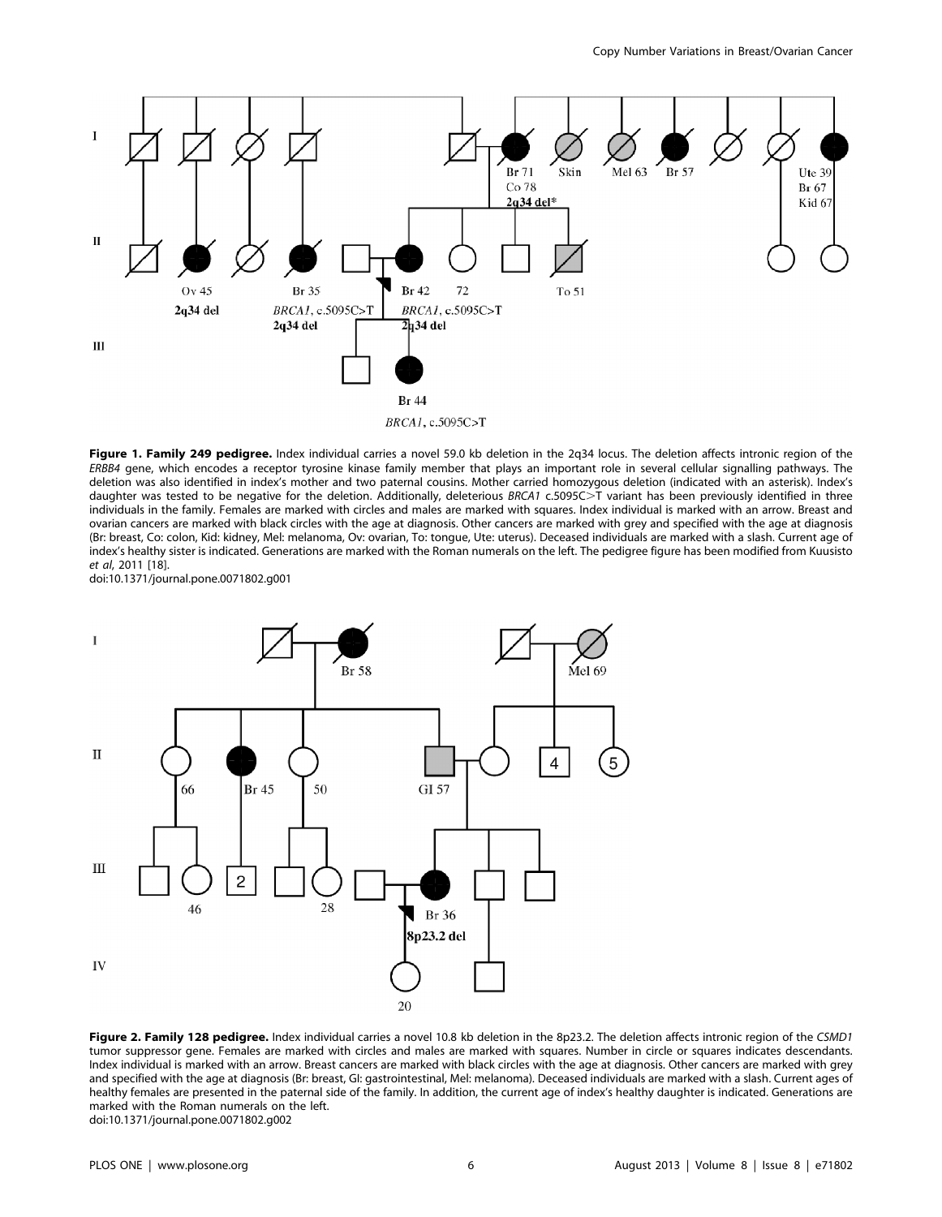**Figure 1. Family 249 pedigree.** Index individual carries a novel 59.0 kb deletion in the 2q34 locus. The deletion affects intronic region of the *ERBB4* gene, which encodes a receptor tyrosine kinase family member that plays an important role in several cellular signalling pathways. The deletion was also identified in index's mother and two paternal cousins. Mother carried homozygous deletion (indicated with an asterisk). Index's daughter was tested to be negative for the deletion. Additionally, deleterious *BRCA1* c.5095C>T variant has been previously identified in three individuals in the family. Females are marked with circles and males are marked with squares. Index individual is marked with an arrow. Breast and ovarian cancers are marked with black circles with the age at diagnosis. Other cancers are marked with grey and specified with the age at diagnosis (Br: breast, Co: colon, Kid: kidney, Mel: melanoma, Ov: ovarian, To: tongue, Ute: uterus). Deceased individuals are marked with a slash. Current age of index's healthy sister is indicated. Generations are marked with the Roman numerals on the left. The pedigree figure has been modified from Kuusisto *et al*, 2011 [18].
doi:10.1371/journal.pone.0071802.g001

**Figure 2. Family 128 pedigree.** Index individual carries a novel 10.8 kb deletion in the 8p23.2. The deletion affects intronic region of the *CSMD1* tumor suppressor gene. Females are marked with circles and males are marked with squares. Number in circle or squares indicates descendants. Index individual is marked with an arrow. Breast cancers are marked with black circles with the age at diagnosis. Other cancers are marked with grey and specified with the age at diagnosis (Br: breast, GI: gastrointestinal, Mel: melanoma). Deceased individuals are marked with a slash. Current ages of healthy females are presented in the paternal side of the family. In addition, the current age of index's healthy daughter is indicated. Generations are marked with the Roman numerals on the left.
doi:10.1371/journal.pone.0071802.g002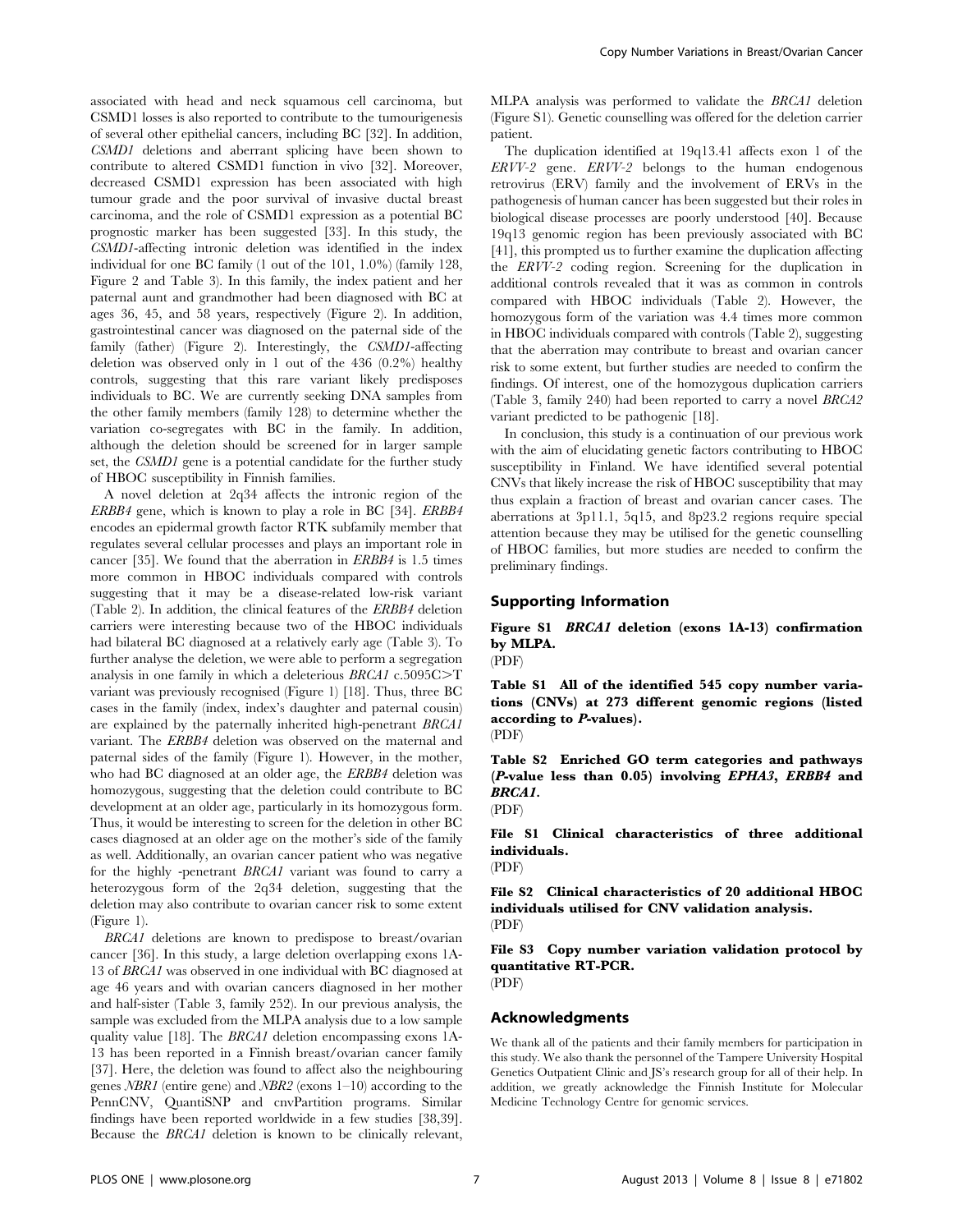associated with head and neck squamous cell carcinoma, but CSMD1 losses is also reported to contribute to the tumourigenesis of several other epithelial cancers, including BC [32]. In addition, *CSMD1* deletions and aberrant splicing have been shown to contribute to altered CSMD1 function in vivo [32]. Moreover, decreased CSMD1 expression has been associated with high tumour grade and the poor survival of invasive ductal breast carcinoma, and the role of CSMD1 expression as a potential BC prognostic marker has been suggested [33]. In this study, the *CSMD1*-affecting intronic deletion was identified in the index individual for one BC family (1 out of the 101, 1.0%) (family 128, Figure 2 and Table 3). In this family, the index patient and her paternal aunt and grandmother had been diagnosed with BC at ages 36, 45, and 58 years, respectively (Figure 2). In addition, gastrointestinal cancer was diagnosed on the paternal side of the family (father) (Figure 2). Interestingly, the *CSMD1*-affecting deletion was observed only in 1 out of the 436 (0.2%) healthy controls, suggesting that this rare variant likely predisposes individuals to BC. We are currently seeking DNA samples from the other family members (family 128) to determine whether the variation co-segregates with BC in the family. In addition, although the deletion should be screened for in larger sample set, the *CSMD1* gene is a potential candidate for the further study of HBOC susceptibility in Finnish families.

A novel deletion at 2q34 affects the intronic region of the *ERBB4* gene, which is known to play a role in BC [34]. *ERBB4* encodes an epidermal growth factor RTK subfamily member that regulates several cellular processes and plays an important role in cancer [35]. We found that the aberration in *ERBB4* is 1.5 times more common in HBOC individuals compared with controls suggesting that it may be a disease-related low-risk variant (Table 2). In addition, the clinical features of the *ERBB4* deletion carriers were interesting because two of the HBOC individuals had bilateral BC diagnosed at a relatively early age (Table 3). To further analyse the deletion, we were able to perform a segregation analysis in one family in which a deleterious *BRCA1* c.5095C>T variant was previously recognised (Figure 1) [18]. Thus, three BC cases in the family (index, index's daughter and paternal cousin) are explained by the paternally inherited high-penetrant *BRCA1* variant. The *ERBB4* deletion was observed on the maternal and paternal sides of the family (Figure 1). However, in the mother, who had BC diagnosed at an older age, the *ERBB4* deletion was homozygous, suggesting that the deletion could contribute to BC development at an older age, particularly in its homozygous form. Thus, it would be interesting to screen for the deletion in other BC cases diagnosed at an older age on the mother's side of the family as well. Additionally, an ovarian cancer patient who was negative for the highly -penetrant *BRCA1* variant was found to carry a heterozygous form of the 2q34 deletion, suggesting that the deletion may also contribute to ovarian cancer risk to some extent (Figure 1).

*BRCA1* deletions are known to predispose to breast/ovarian cancer [36]. In this study, a large deletion overlapping exons 1A-13 of *BRCA1* was observed in one individual with BC diagnosed at age 46 years and with ovarian cancers diagnosed in her mother and half-sister (Table 3, family 252). In our previous analysis, the sample was excluded from the MLPA analysis due to a low sample quality value [18]. The *BRCA1* deletion encompassing exons 1A-13 has been reported in a Finnish breast/ovarian cancer family [37]. Here, the deletion was found to affect also the neighbouring genes *NBR1* (entire gene) and *NBR2* (exons 1–10) according to the PennCNV, QuantiSNP and cnvPartition programs. Similar findings have been reported worldwide in a few studies [38,39]. Because the *BRCA1* deletion is known to be clinically relevant, MLPA analysis was performed to validate the *BRCA1* deletion (Figure S1). Genetic counselling was offered for the deletion carrier patient.

The duplication identified at 19q13.41 affects exon 1 of the *ERVV-2* gene. *ERVV-2* belongs to the human endogenous retrovirus (ERV) family and the involvement of ERVs in the pathogenesis of human cancer has been suggested but their roles in biological disease processes are poorly understood [40]. Because 19q13 genomic region has been previously associated with BC [41], this prompted us to further examine the duplication affecting the *ERVV-2* coding region. Screening for the duplication in additional controls revealed that it was as common in controls compared with HBOC individuals (Table 2). However, the homozygous form of the variation was 4.4 times more common in HBOC individuals compared with controls (Table 2), suggesting that the aberration may contribute to breast and ovarian cancer risk to some extent, but further studies are needed to confirm the findings. Of interest, one of the homozygous duplication carriers (Table 3, family 240) had been reported to carry a novel *BRCA2* variant predicted to be pathogenic [18].

In conclusion, this study is a continuation of our previous work with the aim of elucidating genetic factors contributing to HBOC susceptibility in Finland. We have identified several potential CNVs that likely increase the risk of HBOC susceptibility that may thus explain a fraction of breast and ovarian cancer cases. The aberrations at 3p11.1, 5q15, and 8p23.2 regions require special attention because they may be utilised for the genetic counselling of HBOC families, but more studies are needed to confirm the preliminary findings.

## Supporting Information

**Figure S1** ***BRCA1*** **deletion (exons 1A-13) confirmation by MLPA.**
(PDF)

**Table S1 All of the identified 545 copy number variations (CNVs) at 273 different genomic regions (listed according to *P*-values).**
(PDF)

**Table S2 Enriched GO term categories and pathways (*P*-value less than 0.05) involving *EPHA3*, *ERBB4* and *BRCA1*.**
(PDF)

**File S1 Clinical characteristics of three additional individuals.**
(PDF)

**File S2 Clinical characteristics of 20 additional HBOC individuals utilised for CNV validation analysis.**
(PDF)

**File S3 Copy number variation validation protocol by quantitative RT-PCR.**
(PDF)

## Acknowledgments

We thank all of the patients and their family members for participation in this study. We also thank the personnel of the Tampere University Hospital Genetics Outpatient Clinic and JS's research group for all of their help. In addition, we greatly acknowledge the Finnish Institute for Molecular Medicine Technology Centre for genomic services.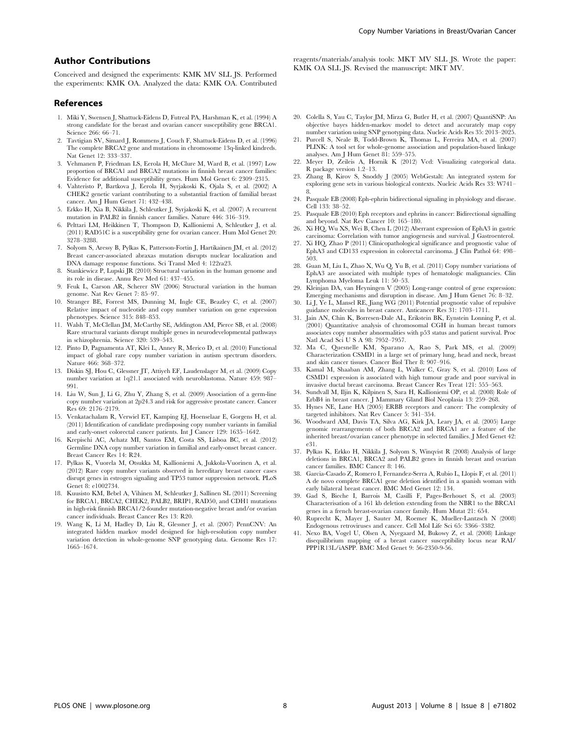## Author Contributions

Conceived and designed the experiments: KMK MV SLL JS. Performed the experiments: KMK OA. Analyzed the data: KMK OA. Contributed reagents/materials/analysis tools: MKT MV SLL JS. Wrote the paper: KMK OA SLL JS. Revised the manuscript: MKT MV.

## References

1. Miki Y, Swensen J, Shattuck-Eidens D, Futreal PA, Harshman K, et al. (1994) A strong candidate for the breast and ovarian cancer susceptibility gene BRCA1. Science 266: 66–71.
2. Tavtigian SV, Simard J, Rommens J, Couch F, Shattuck-Eidens D, et al. (1996) The complete BRCA2 gene and mutations in chromosome 13q-linked kindreds. Nat Genet 12: 333–337.
3. Vehmanen P, Friedman LS, Eerola H, McClure M, Ward B, et al. (1997) Low proportion of BRCA1 and BRCA2 mutations in finnish breast cancer families: Evidence for additional susceptibility genes. Hum Mol Genet 6: 2309–2315.
4. Vahteristo P, Bartkova J, Eerola H, Syrjakoski K, Ojala S, et al. (2002) A CHEK2 genetic variant contributing to a substantial fraction of familial breast cancer. Am J Hum Genet 71: 432–438.
5. Erkko H, Xia B, Nikkila J, Schleutker J, Syrjakoski K, et al. (2007) A recurrent mutation in PALB2 in finnish cancer families. Nature 446: 316–319.
6. Pelttari LM, Heikkinen T, Thompson D, Kallioniemi A, Schleutker J, et al. (2011) RAD51C is a susceptibility gene for ovarian cancer. Hum Mol Genet 20: 3278–3288.
7. Solyom S, Aressy B, Pylkas K, Patterson-Fortin J, Hartikainen JM, et al. (2012) Breast cancer-associated abraxas mutation disrupts nuclear localization and DNA damage response functions. Sci Transl Med 4: 122ra23.
8. Stankiewicz P, Lupski JR (2010) Structural variation in the human genome and its role in disease. Annu Rev Med 61: 437–455.
9. Feuk L, Carson AR, Scherer SW (2006) Structural variation in the human genome. Nat Rev Genet 7: 85–97.
10. Stranger BE, Forrest MS, Dunning M, Ingle CE, Beazley C, et al. (2007) Relative impact of nucleotide and copy number variation on gene expression phenotypes. Science 315: 848–853.
11. Walsh T, McClellan JM, McCarthy SE, Addington AM, Pierce SB, et al. (2008) Rare structural variants disrupt multiple genes in neurodevelopmental pathways in schizophrenia. Science 320: 539–543.
12. Pinto D, Pagnamenta AT, Klei L, Anney R, Merico D, et al. (2010) Functional impact of global rare copy number variation in autism spectrum disorders. Nature 466: 368–372.
13. Diskin SJ, Hou C, Glessner JT, Attiyeh EF, Laudenslager M, et al. (2009) Copy number variation at 1q21.1 associated with neuroblastoma. Nature 459: 987–991.
14. Liu W, Sun J, Li G, Zhu Y, Zhang S, et al. (2009) Association of a germ-line copy number variation at 2p24.3 and risk for aggressive prostate cancer. Cancer Res 69: 2176–2179.
15. Venkatachalam R, Verwiel ET, Kamping EJ, Hoenselaar E, Gorgens H, et al. (2011) Identification of candidate predisposing copy number variants in familial and early-onset colorectal cancer patients. Int J Cancer 129: 1635–1642.
16. Krepischi AC, Achatz MI, Santos EM, Costa SS, Lisboa BC, et al. (2012) Germline DNA copy number variation in familial and early-onset breast cancer. Breast Cancer Res 14: R24.
17. Pylkas K, Vuorela M, Otsukka M, Kallioniemi A, Jukkola-Vuorinen A, et al. (2012) Rare copy number variants observed in hereditary breast cancer cases disrupt genes in estrogen signaling and TP53 tumor suppression network. PLoS Genet 8: e1002734.
18. Kuusisto KM, Bebel A, Vihinen M, Schleutker J, Sallinen SL (2011) Screening for BRCA1, BRCA2, CHEK2, PALB2, BRIP1, RAD50, and CDH1 mutations in high-risk finnish BRCA1/2-founder mutation-negative breast and/or ovarian cancer individuals. Breast Cancer Res 13: R20.
19. Wang K, Li M, Hadley D, Liu R, Glessner J, et al. (2007) PennCNV: An integrated hidden markov model designed for high-resolution copy number variation detection in whole-genome SNP genotyping data. Genome Res 17: 1665–1674.
20. Colella S, Yau C, Taylor JM, Mirza G, Butler H, et al. (2007) QuantiSNP: An objective bayes hidden-markov model to detect and accurately map copy number variation using SNP genotyping data. Nucleic Acids Res 35: 2013–2025.
21. Purcell S, Neale B, Todd-Brown K, Thomas L, Ferreira MA, et al. (2007) PLINK: A tool set for whole-genome association and population-based linkage analyses. Am J Hum Genet 81: 559–575.
22. Meyer D, Zeileis A, Hornik K (2012) Vcd: Visualizing categorical data. R package version 1.2–13.
23. Zhang B, Kirov S, Snoddy J (2005) WebGestalt: An integrated system for exploring gene sets in various biological contexts. Nucleic Acids Res 33: W741–8.
24. Pasquale EB (2008) Eph-ephrin bidirectional signaling in physiology and disease. Cell 133: 38–52.
25. Pasquale EB (2010) Eph receptors and ephrins in cancer: Bidirectional signalling and beyond. Nat Rev Cancer 10: 165–180.
26. Xi HQ, Wu XS, Wei B, Chen L (2012) Aberrant expression of EphA3 in gastric carcinoma: Correlation with tumor angiogenesis and survival. J Gastroenterol.
27. Xi HQ, Zhao P (2011) Clinicopathological significance and prognostic value of EphA3 and CD133 expression in colorectal carcinoma. J Clin Pathol 64: 498–503.
28. Guan M, Liu L, Zhao X, Wu Q, Yu B, et al. (2011) Copy number variations of EphA3 are associated with multiple types of hematologic malignancies. Clin Lymphoma Myeloma Leuk 11: 50–53.
29. Kleinjan DA, van Heyningen V (2005) Long-range control of gene expression: Emerging mechanisms and disruption in disease. Am J Hum Genet 76: 8–32.
30. Li J, Ye L, Mansel RE, Jiang WG (2011) Potential prognostic value of repulsive guidance molecules in breast cancer. Anticancer Res 31: 1703–1711.
31. Jain AN, Chin K, Borresen-Dale AL, Erikstein BK, Eynstein Lonning P, et al. (2001) Quantitative analysis of chromosomal CGH in human breast tumors associates copy number abnormalities with p53 status and patient survival. Proc Natl Acad Sci U S A 98: 7952–7957.
32. Ma C, Quesnelle KM, Sparano A, Rao S, Park MS, et al. (2009) Characterization CSMD1 in a large set of primary lung, head and neck, breast and skin cancer tissues. Cancer Biol Ther 8: 907–916.
33. Kamal M, Shaaban AM, Zhang L, Walker C, Gray S, et al. (2010) Loss of CSMD1 expression is associated with high tumour grade and poor survival in invasive ductal breast carcinoma. Breast Cancer Res Treat 121: 555–563.
34. Sundvall M, Iljin K, Kilpinen S, Sara H, Kallioniemi OP, et al. (2008) Role of ErbB4 in breast cancer. J Mammary Gland Biol Neoplasia 13: 259–268.
35. Hynes NE, Lane HA (2005) ERBB receptors and cancer: The complexity of targeted inhibitors. Nat Rev Cancer 5: 341–354.
36. Woodward AM, Davis TA, Silva AG, Kirk JA, Leary JA, et al. (2005) Large genomic rearrangements of both BRCA2 and BRCA1 are a feature of the inherited breast/ovarian cancer phenotype in selected families. J Med Genet 42: e31.
37. Pylkas K, Erkko H, Nikkila J, Solyom S, Winqvist R (2008) Analysis of large deletions in BRCA1, BRCA2 and PALB2 genes in finnish breast and ovarian cancer families. BMC Cancer 8: 146.
38. Garcia-Casado Z, Romero I, Fernandez-Serra A, Rubio L, Llopis F, et al. (2011) A de novo complete BRCA1 gene deletion identified in a spanish woman with early bilateral breast cancer. BMC Med Genet 12: 134.
39. Gad S, Bieche I, Barrois M, Casilli F, Pages-Berhouet S, et al. (2003) Characterisation of a 161 kb deletion extending from the NBR1 to the BRCA1 genes in a french breast-ovarian cancer family. Hum Mutat 21: 654.
40. Ruprecht K, Mayer J, Sauter M, Roemer K, Mueller-Lantzsch N (2008) Endogenous retroviruses and cancer. Cell Mol Life Sci 65: 3366–3382.
41. Nexo BA, Vogel U, Olsen A, Nyegaard M, Bukowy Z, et al. (2008) Linkage disequilibrium mapping of a breast cancer susceptibility locus near RAI/PPP1R13L/iASPP. BMC Med Genet 9: 56-2350-9-56.